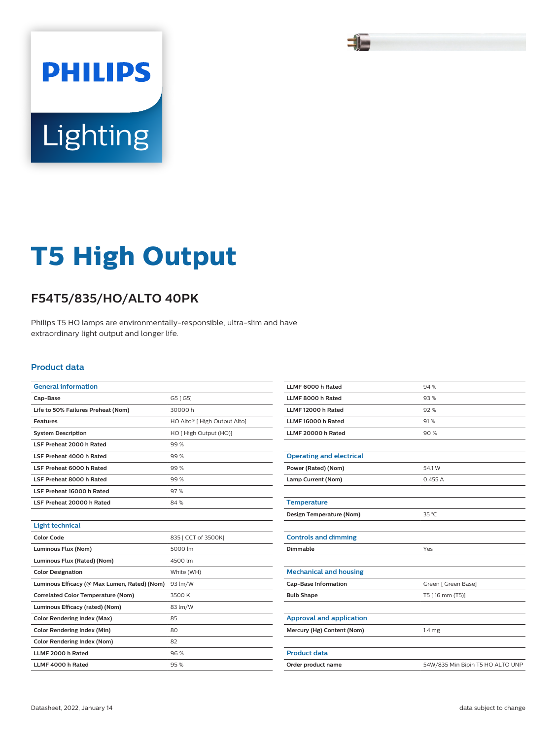PHILIPS

Lighting

# T5 High Output

## F54T5/835/HO/ALTO 40PK

Philips T5 HO lamps are environmentally-responsible, ultra-slim and have extraordinary light output and longer life.

### Product data

| General information | |
|---|---|
| Cap-Base | G5 [ G5] |
| Life to 50% Failures Preheat (Nom) | 30000 h |
| Features | HO Alto® [ High Output Alto] |
| System Description | HO [ High Output (HO)] |
| LSF Preheat 2000 h Rated | 99 % |
| LSF Preheat 4000 h Rated | 99 % |
| LSF Preheat 6000 h Rated | 99 % |
| LSF Preheat 8000 h Rated | 99 % |
| LSF Preheat 16000 h Rated | 97 % |
| LSF Preheat 20000 h Rated | 84 % |

| Light technical | |
|---|---|
| Color Code | 835 [ CCT of 3500K] |
| Luminous Flux (Nom) | 5000 lm |
| Luminous Flux (Rated) (Nom) | 4500 lm |
| Color Designation | White (WH) |
| Luminous Efficacy (@ Max Lumen, Rated) (Nom) | 93 lm/W |
| Correlated Color Temperature (Nom) | 3500 K |
| Luminous Efficacy (rated) (Nom) | 83 lm/W |
| Color Rendering Index (Max) | 85 |
| Color Rendering Index (Min) | 80 |
| Color Rendering Index (Nom) | 82 |
| LLMF 2000 h Rated | 96 % |
| LLMF 4000 h Rated | 95 % |
| LLMF 6000 h Rated | 94 % |
| LLMF 8000 h Rated | 93 % |
| LLMF 12000 h Rated | 92 % |
| LLMF 16000 h Rated | 91 % |
| LLMF 20000 h Rated | 90 % |

| Operating and electrical | |
|---|---|
| Power (Rated) (Nom) | 54.1 W |
| Lamp Current (Nom) | 0.455 A |

| Temperature | |
|---|---|
| Design Temperature (Nom) | 35 °C |

| Controls and dimming | |
|---|---|
| Dimmable | Yes |

| Mechanical and housing | |
|---|---|
| Cap-Base Information | Green [ Green Base] |
| Bulb Shape | T5 [ 16 mm (T5)] |

| Approval and application | |
|---|---|
| Mercury (Hg) Content (Nom) | 1.4 mg |

| Product data | |
|---|---|
| Order product name | 54W/835 Min Bipin T5 HO ALTO UNP |

Datasheet, 2022, January 14 data subject to change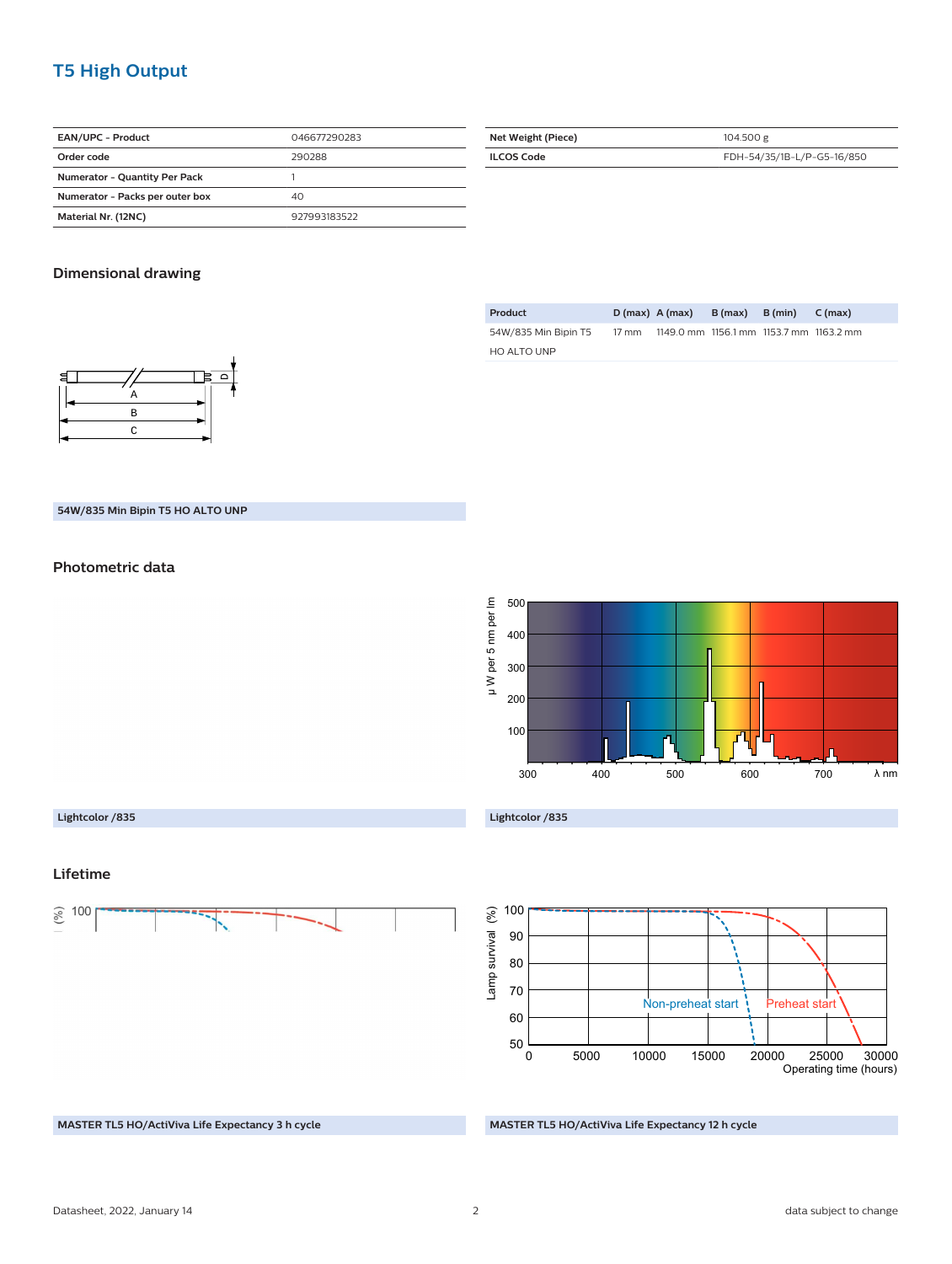## T5 High Output

| EAN/UPC - Product | 046677290283 |
|---|---|
| Order code | 290288 |
| Numerator - Quantity Per Pack | 1 |
| Numerator - Packs per outer box | 40 |
| Material Nr. (12NC) | 927993183522 |

| Net Weight (Piece) | 104.500 g |
|---|---|
| ILCOS Code | FDH-54/35/1B-L/P-G5-16/850 |

### Dimensional drawing

| Product | D (max) | A (max) | B (max) | B (min) | C (max) |
|---|---|---|---|---|---|
| 54W/835 Min Bipin T5 HO ALTO UNP | 17 mm | 1149.0 mm | 1156.1 mm | 1153.7 mm | 1163.2 mm |

54W/835 Min Bipin T5 HO ALTO UNP

### Photometric data

Lightcolor /835

Lightcolor /835

### Lifetime

MASTER TL5 HO/ActiViva Life Expectancy 3 h cycle

MASTER TL5 HO/ActiViva Life Expectancy 12 h cycle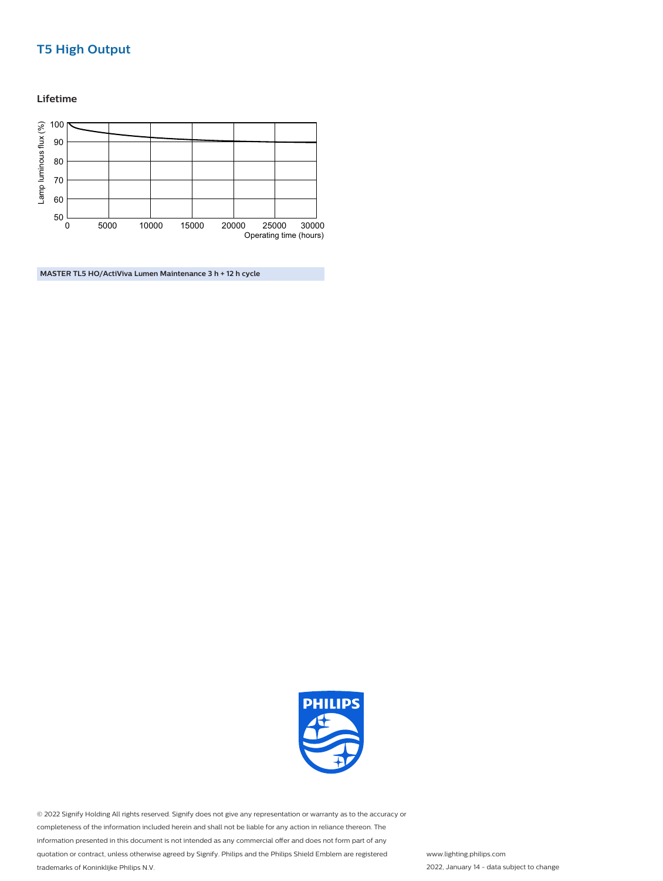## T5 High Output

### Lifetime

Lamp luminous flux (%)

100
90
80
70
60
50

0 5000 10000 15000 20000 25000 30000

Operating time (hours)

**MASTER TL5 HO/ActiViva Lumen Maintenance 3 h + 12 h cycle**

© 2022 Signify Holding All rights reserved. Signify does not give any representation or warranty as to the accuracy or completeness of the information included herein and shall not be liable for any action in reliance thereon. The information presented in this document is not intended as any commercial offer and does not form part of any quotation or contract, unless otherwise agreed by Signify. Philips and the Philips Shield Emblem are registered trademarks of Koninklijke Philips N.V.

www.lighting.philips.com

2022, January 14 - data subject to change